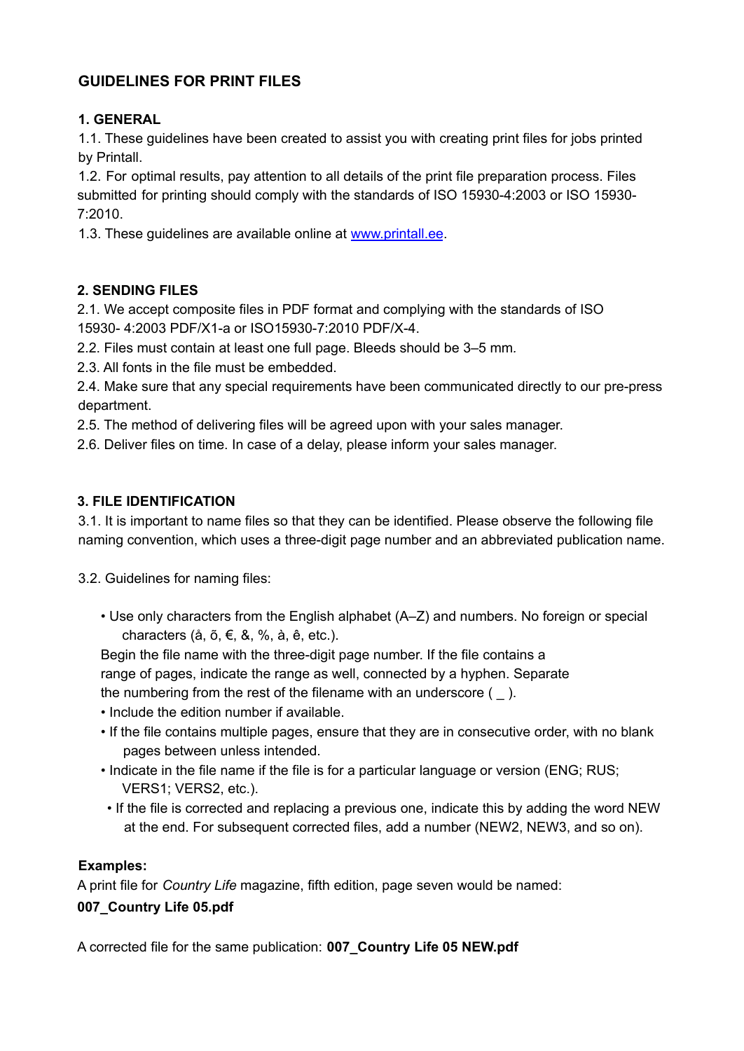# GUIDELINES FOR PRINT FILES

## 1. GENERAL

1.1. These guidelines have been created to assist you with creating print files for jobs printed by Printall.

1.2. For optimal results, pay attention to all details of the print file preparation process. Files submitted for printing should comply with the standards of ISO 15930-4:2003 or ISO 15930-7:2010.

1.3. These guidelines are available online at [www.printall.ee](http://www.printall.ee).

## 2. SENDING FILES

2.1. We accept composite files in PDF format and complying with the standards of ISO 15930- 4:2003 PDF/X1-a or ISO15930-7:2010 PDF/X-4.

2.2. Files must contain at least one full page. Bleeds should be 3–5 mm.

2.3. All fonts in the file must be embedded.

2.4. Make sure that any special requirements have been communicated directly to our pre-press department.

2.5. The method of delivering files will be agreed upon with your sales manager.

2.6. Deliver files on time. In case of a delay, please inform your sales manager.

## 3. FILE IDENTIFICATION

3.1. It is important to name files so that they can be identified. Please observe the following file naming convention, which uses a three-digit page number and an abbreviated publication name.

3.2. Guidelines for naming files:

- Use only characters from the English alphabet (A–Z) and numbers. No foreign or special characters (å, õ, €, &, %, à, ê, etc.).

  Begin the file name with the three-digit page number. If the file contains a range of pages, indicate the range as well, connected by a hyphen. Separate the numbering from the rest of the filename with an underscore ( _ ).
- Include the edition number if available.
- If the file contains multiple pages, ensure that they are in consecutive order, with no blank pages between unless intended.
- Indicate in the file name if the file is for a particular language or version (ENG; RUS; VERS1; VERS2, etc.).
- If the file is corrected and replacing a previous one, indicate this by adding the word NEW at the end. For subsequent corrected files, add a number (NEW2, NEW3, and so on).

**Examples:**

A print file for *Country Life* magazine, fifth edition, page seven would be named:

**007_Country Life 05.pdf**

A corrected file for the same publication: **007_Country Life 05 NEW.pdf**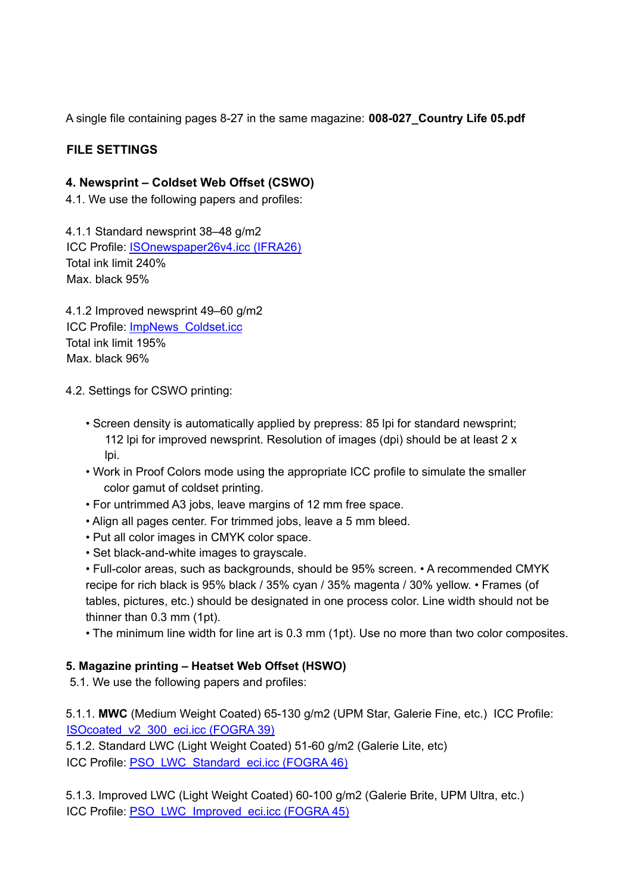A single file containing pages 8-27 in the same magazine: **008-027_Country Life 05.pdf**

**FILE SETTINGS**

**4. Newsprint – Coldset Web Offset (CSWO)**

4.1. We use the following papers and profiles:

4.1.1 Standard newsprint 38–48 g/m2
ICC Profile: ISOnewspaper26v4.icc (IFRA26)
Total ink limit 240%
Max. black 95%

4.1.2 Improved newsprint 49–60 g/m2
ICC Profile: ImpNews_Coldset.icc
Total ink limit 195%
Max. black 96%

4.2. Settings for CSWO printing:

- Screen density is automatically applied by prepress: 85 lpi for standard newsprint; 112 lpi for improved newsprint. Resolution of images (dpi) should be at least 2 x lpi.
- Work in Proof Colors mode using the appropriate ICC profile to simulate the smaller color gamut of coldset printing.
- For untrimmed A3 jobs, leave margins of 12 mm free space.
- Align all pages center. For trimmed jobs, leave a 5 mm bleed.
- Put all color images in CMYK color space.
- Set black-and-white images to grayscale.
- Full-color areas, such as backgrounds, should be 95% screen. • A recommended CMYK recipe for rich black is 95% black / 35% cyan / 35% magenta / 30% yellow. • Frames (of tables, pictures, etc.) should be designated in one process color. Line width should not be thinner than 0.3 mm (1pt).
- The minimum line width for line art is 0.3 mm (1pt). Use no more than two color composites.

**5. Magazine printing – Heatset Web Offset (HSWO)**

5.1. We use the following papers and profiles:

5.1.1. **MWC** (Medium Weight Coated) 65-130 g/m2 (UPM Star, Galerie Fine, etc.) ICC Profile: ISOcoated_v2_300_eci.icc (FOGRA 39)
5.1.2. Standard LWC (Light Weight Coated) 51-60 g/m2 (Galerie Lite, etc)
ICC Profile: PSO_LWC_Standard_eci.icc (FOGRA 46)

5.1.3. Improved LWC (Light Weight Coated) 60-100 g/m2 (Galerie Brite, UPM Ultra, etc.)
ICC Profile: PSO_LWC_Improved_eci.icc (FOGRA 45)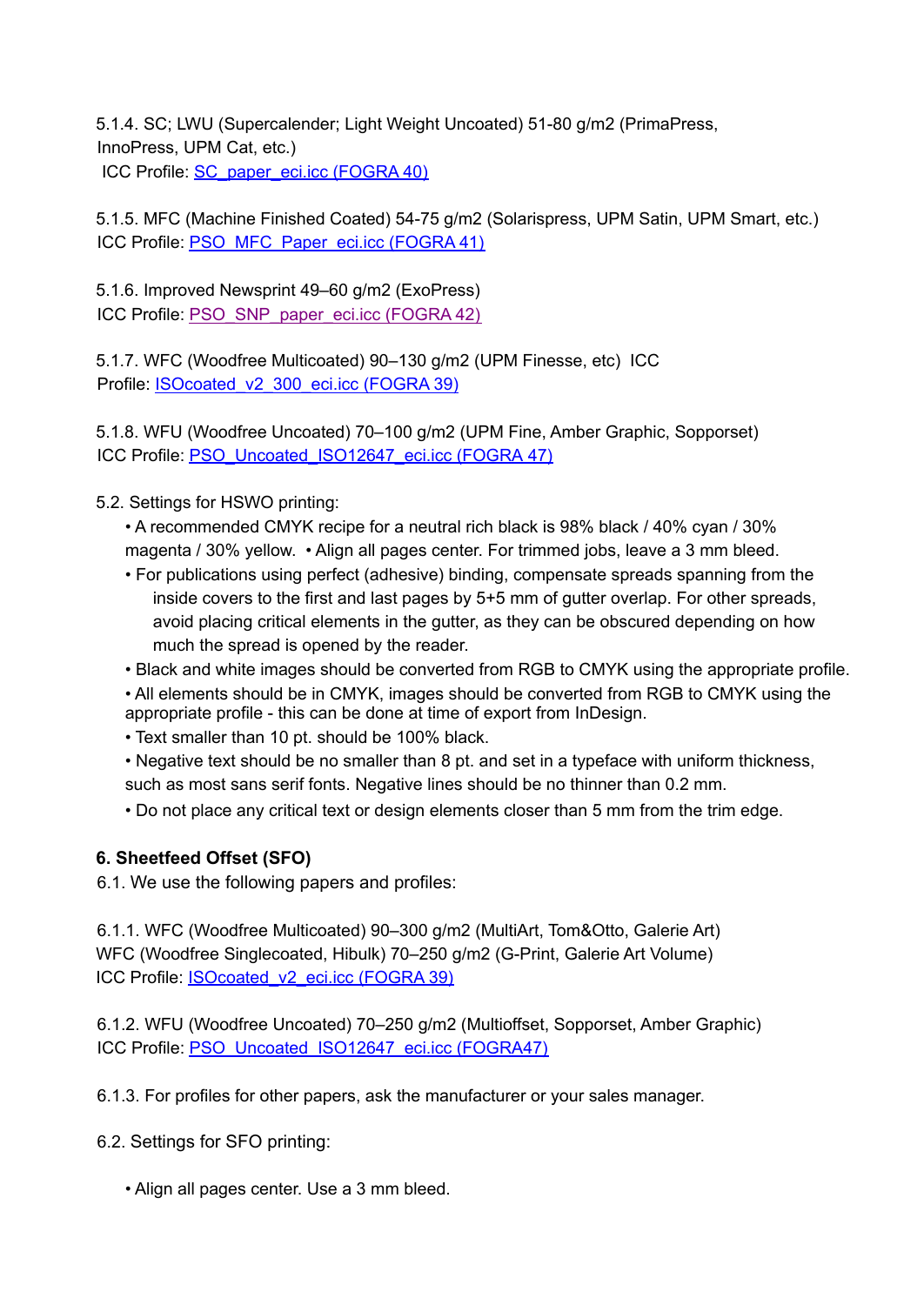5.1.4. SC; LWU (Supercalender; Light Weight Uncoated) 51-80 g/m2 (PrimaPress, InnoPress, UPM Cat, etc.)
ICC Profile: SC_paper_eci.icc (FOGRA 40)

5.1.5. MFC (Machine Finished Coated) 54-75 g/m2 (Solarispress, UPM Satin, UPM Smart, etc.)
ICC Profile: PSO_MFC_Paper_eci.icc (FOGRA 41)

5.1.6. Improved Newsprint 49–60 g/m2 (ExoPress)
ICC Profile: PSO_SNP_paper_eci.icc (FOGRA 42)

5.1.7. WFC (Woodfree Multicoated) 90–130 g/m2 (UPM Finesse, etc) ICC Profile: ISOcoated_v2_300_eci.icc (FOGRA 39)

5.1.8. WFU (Woodfree Uncoated) 70–100 g/m2 (UPM Fine, Amber Graphic, Sopporset)
ICC Profile: PSO_Uncoated_ISO12647_eci.icc (FOGRA 47)

5.2. Settings for HSWO printing:

- A recommended CMYK recipe for a neutral rich black is 98% black / 40% cyan / 30% magenta / 30% yellow.
- Align all pages center. For trimmed jobs, leave a 3 mm bleed.
- For publications using perfect (adhesive) binding, compensate spreads spanning from the inside covers to the first and last pages by 5+5 mm of gutter overlap. For other spreads, avoid placing critical elements in the gutter, as they can be obscured depending on how much the spread is opened by the reader.
- Black and white images should be converted from RGB to CMYK using the appropriate profile.
- All elements should be in CMYK, images should be converted from RGB to CMYK using the appropriate profile - this can be done at time of export from InDesign.
- Text smaller than 10 pt. should be 100% black.
- Negative text should be no smaller than 8 pt. and set in a typeface with uniform thickness, such as most sans serif fonts. Negative lines should be no thinner than 0.2 mm.
- Do not place any critical text or design elements closer than 5 mm from the trim edge.

## 6. Sheetfeed Offset (SFO)

6.1. We use the following papers and profiles:

6.1.1. WFC (Woodfree Multicoated) 90–300 g/m2 (MultiArt, Tom&Otto, Galerie Art)
WFC (Woodfree Singlecoated, Hibulk) 70–250 g/m2 (G-Print, Galerie Art Volume)
ICC Profile: ISOcoated_v2_eci.icc (FOGRA 39)

6.1.2. WFU (Woodfree Uncoated) 70–250 g/m2 (Multioffset, Sopporset, Amber Graphic)
ICC Profile: PSO_Uncoated_ISO12647_eci.icc (FOGRA47)

6.1.3. For profiles for other papers, ask the manufacturer or your sales manager.

6.2. Settings for SFO printing:

- Align all pages center. Use a 3 mm bleed.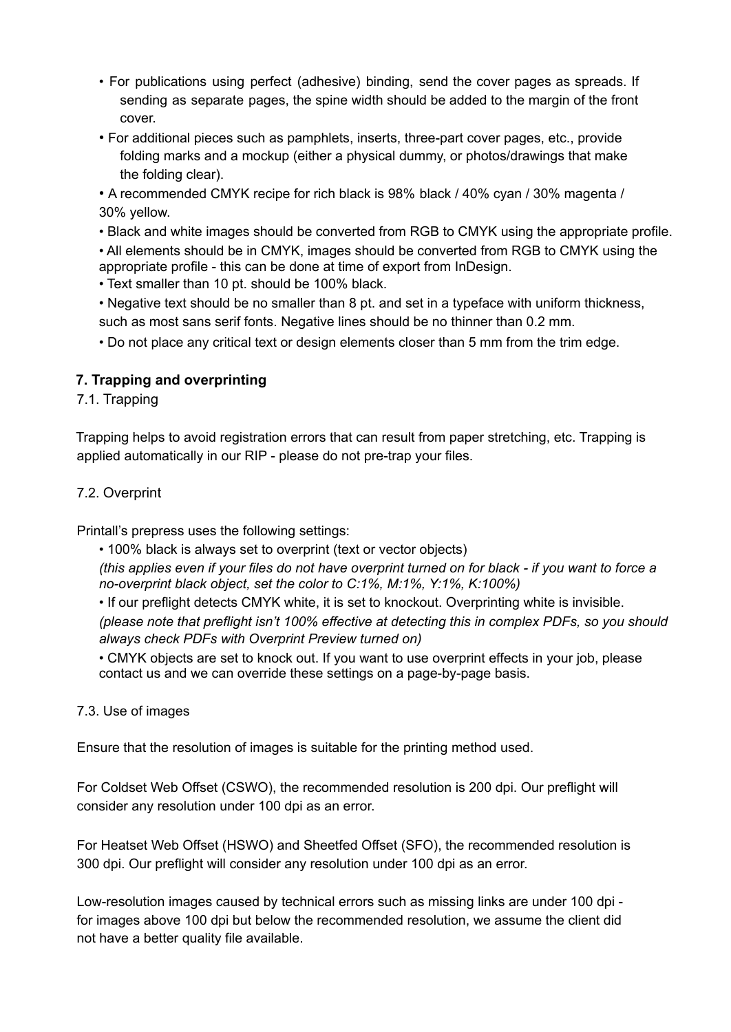- For publications using perfect (adhesive) binding, send the cover pages as spreads. If sending as separate pages, the spine width should be added to the margin of the front cover.
- For additional pieces such as pamphlets, inserts, three-part cover pages, etc., provide folding marks and a mockup (either a physical dummy, or photos/drawings that make the folding clear).
- A recommended CMYK recipe for rich black is 98% black / 40% cyan / 30% magenta / 30% yellow.
- Black and white images should be converted from RGB to CMYK using the appropriate profile.
- All elements should be in CMYK, images should be converted from RGB to CMYK using the appropriate profile - this can be done at time of export from InDesign.
- Text smaller than 10 pt. should be 100% black.
- Negative text should be no smaller than 8 pt. and set in a typeface with uniform thickness, such as most sans serif fonts. Negative lines should be no thinner than 0.2 mm.
- Do not place any critical text or design elements closer than 5 mm from the trim edge.

## 7. Trapping and overprinting

### 7.1. Trapping

Trapping helps to avoid registration errors that can result from paper stretching, etc. Trapping is applied automatically in our RIP - please do not pre-trap your files.

### 7.2. Overprint

Printall's prepress uses the following settings:

- 100% black is always set to overprint (text or vector objects)
  *(this applies even if your files do not have overprint turned on for black - if you want to force a no-overprint black object, set the color to C:1%, M:1%, Y:1%, K:100%)*
- If our preflight detects CMYK white, it is set to knockout. Overprinting white is invisible.
  *(please note that preflight isn't 100% effective at detecting this in complex PDFs, so you should always check PDFs with Overprint Preview turned on)*
- CMYK objects are set to knock out. If you want to use overprint effects in your job, please contact us and we can override these settings on a page-by-page basis.

### 7.3. Use of images

Ensure that the resolution of images is suitable for the printing method used.

For Coldset Web Offset (CSWO), the recommended resolution is 200 dpi. Our preflight will consider any resolution under 100 dpi as an error.

For Heatset Web Offset (HSWO) and Sheetfed Offset (SFO), the recommended resolution is 300 dpi. Our preflight will consider any resolution under 100 dpi as an error.

Low-resolution images caused by technical errors such as missing links are under 100 dpi - for images above 100 dpi but below the recommended resolution, we assume the client did not have a better quality file available.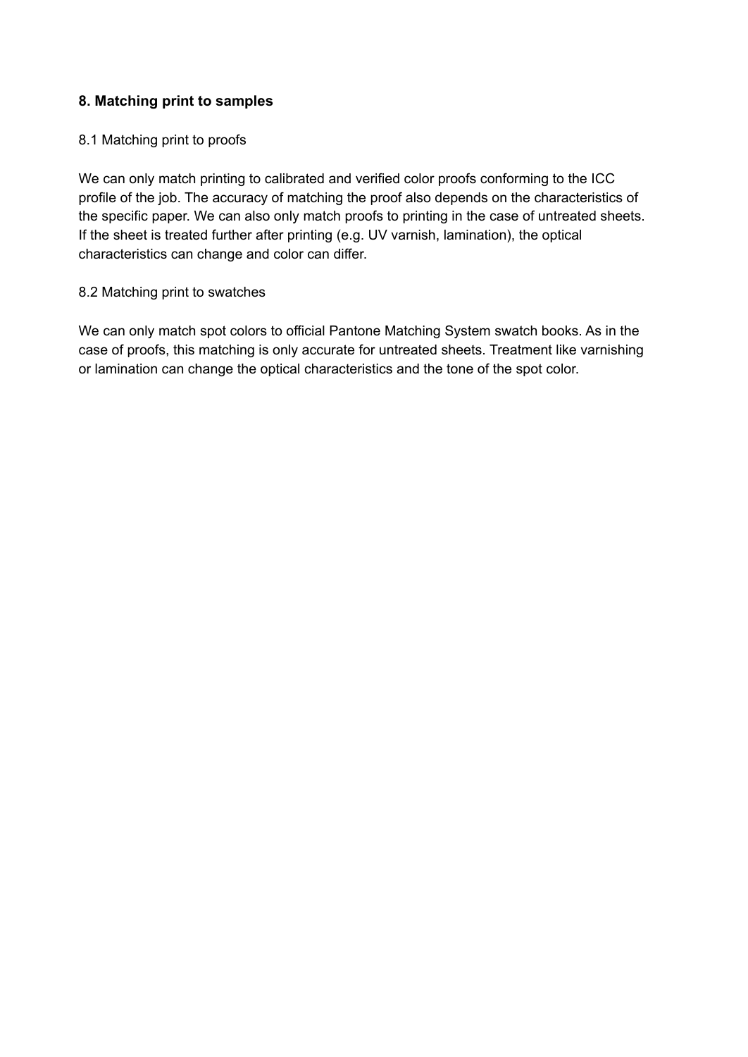## 8. Matching print to samples

### 8.1 Matching print to proofs

We can only match printing to calibrated and verified color proofs conforming to the ICC profile of the job. The accuracy of matching the proof also depends on the characteristics of the specific paper. We can also only match proofs to printing in the case of untreated sheets. If the sheet is treated further after printing (e.g. UV varnish, lamination), the optical characteristics can change and color can differ.

### 8.2 Matching print to swatches

We can only match spot colors to official Pantone Matching System swatch books. As in the case of proofs, this matching is only accurate for untreated sheets. Treatment like varnishing or lamination can change the optical characteristics and the tone of the spot color.